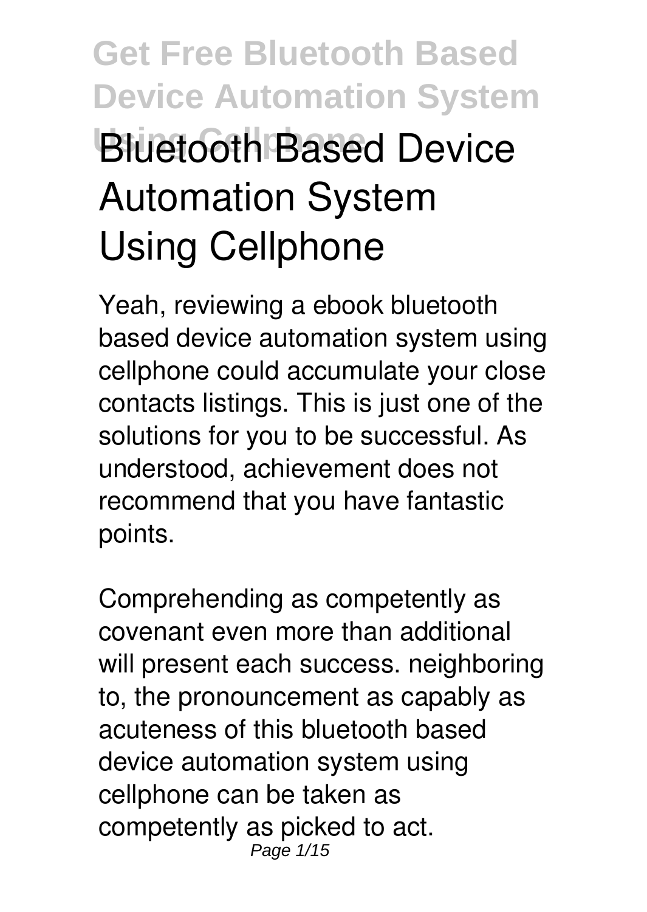# Bluetooth Based Device Automation System Using Cellphone

Yeah, reviewing a ebook bluetooth based device automation system using cellphone could accumulate your close contacts listings. This is just one of the solutions for you to be successful. As understood, achievement does not recommend that you have fantastic points.

Comprehending as competently as covenant even more than additional will present each success. neighboring to, the pronouncement as capably as acuteness of this bluetooth based device automation system using cellphone can be taken as competently as picked to act.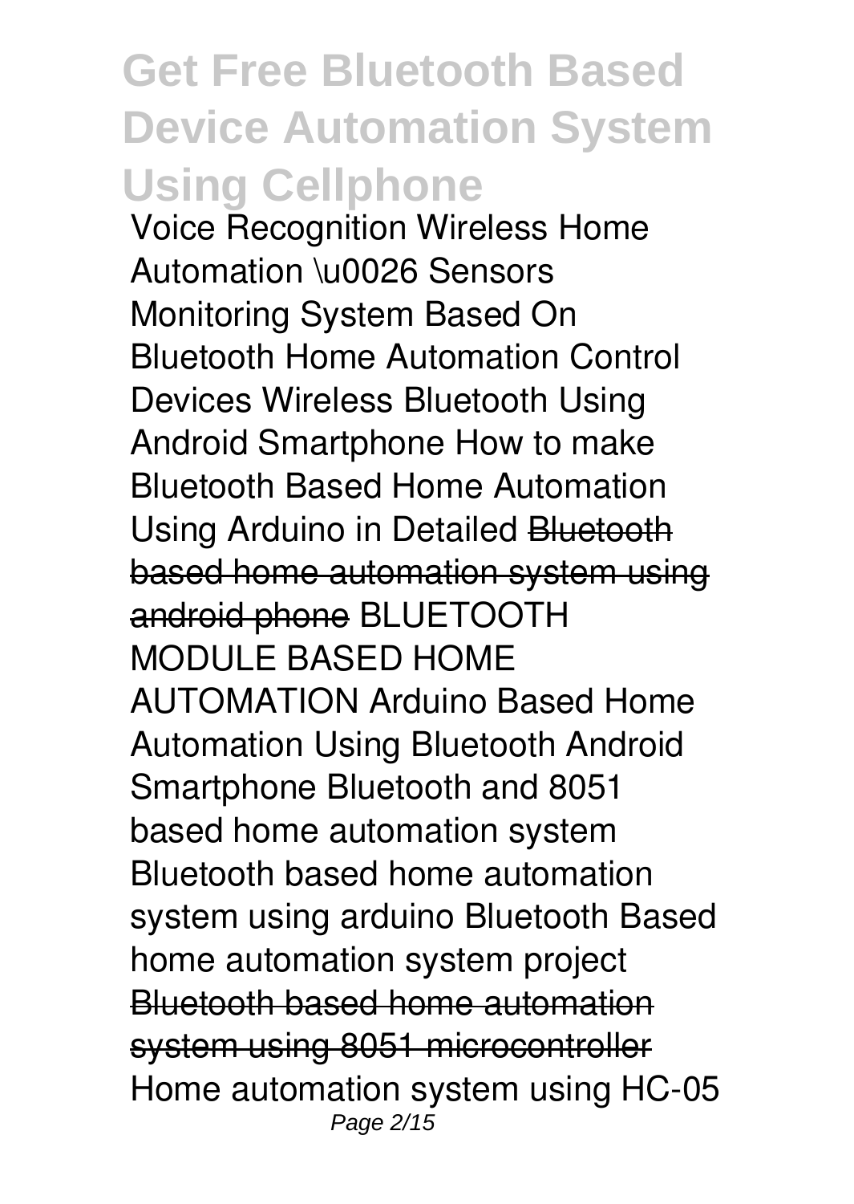# Get Free Bluetooth Based Device Automation System Using Cellphone

Voice Recognition Wireless Home Automation \u0026 Sensors Monitoring System Based On Bluetooth Home Automation Control Devices Wireless Bluetooth Using Android Smartphone How to make Bluetooth Based Home Automation Using Arduino in Detailed ~~Bluetooth based home automation system using android phone~~ BLUETOOTH MODULE BASED HOME AUTOMATION Arduino Based Home Automation Using Bluetooth Android Smartphone Bluetooth and 8051 based home automation system Bluetooth based home automation system using arduino Bluetooth Based home automation system project ~~Bluetooth based home automation system using 8051 microcontroller~~ Home automation system using HC-05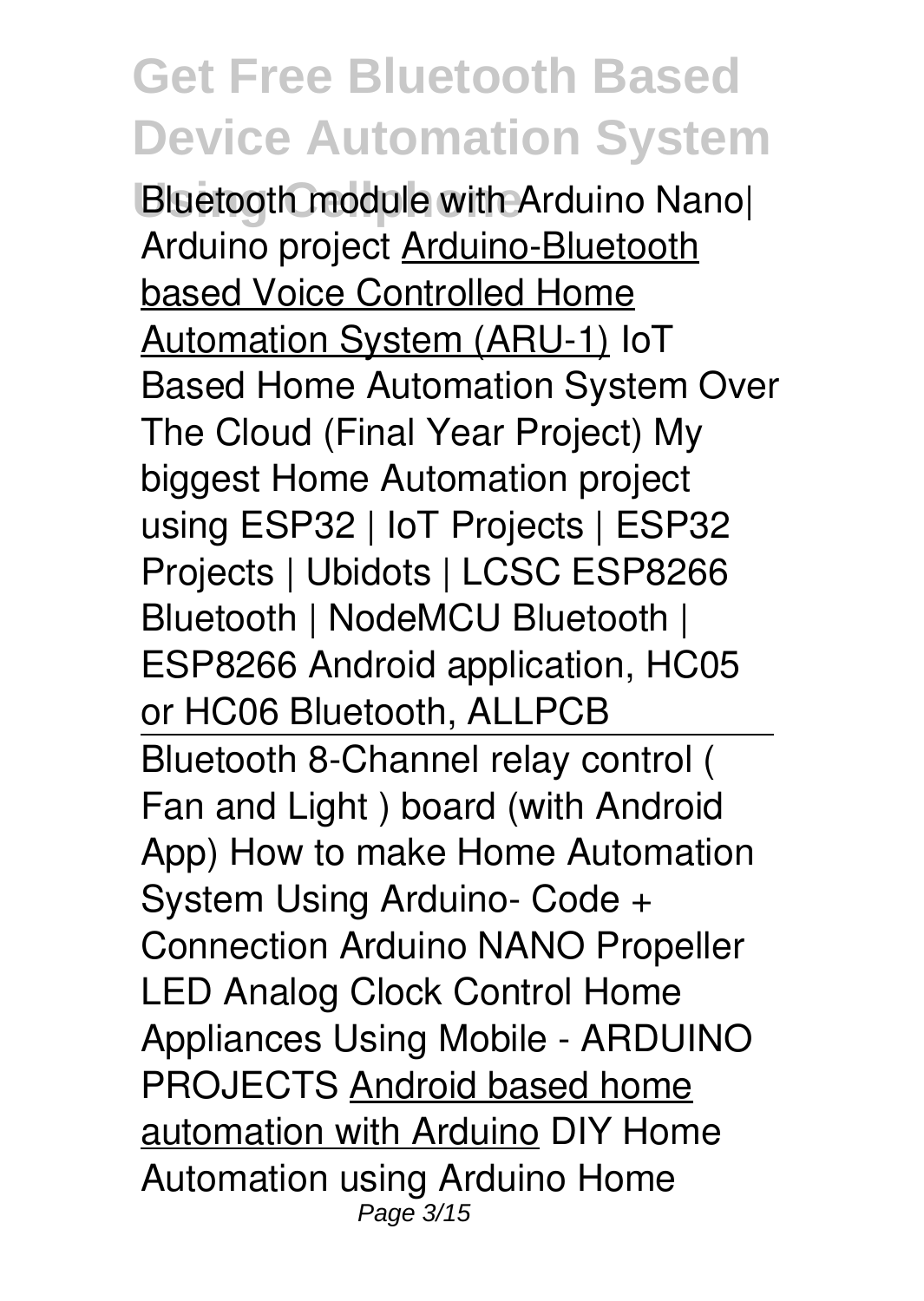Bluetooth module with Arduino Nano| Arduino project Arduino-Bluetooth based Voice Controlled Home Automation System (ARU-1) IoT Based Home Automation System Over The Cloud (Final Year Project) My biggest Home Automation project using ESP32 | IoT Projects | ESP32 Projects | Ubidots | LCSC ESP8266 Bluetooth | NodeMCU Bluetooth | ESP8266 Android application, HC05 or HC06 Bluetooth, ALLPCB

---

Bluetooth 8-Channel relay control ( Fan and Light ) board (with Android App) How to make Home Automation System Using Arduino- Code + Connection Arduino NANO Propeller LED Analog Clock Control Home Appliances Using Mobile - ARDUINO PROJECTS Android based home automation with Arduino DIY Home Automation using Arduino Home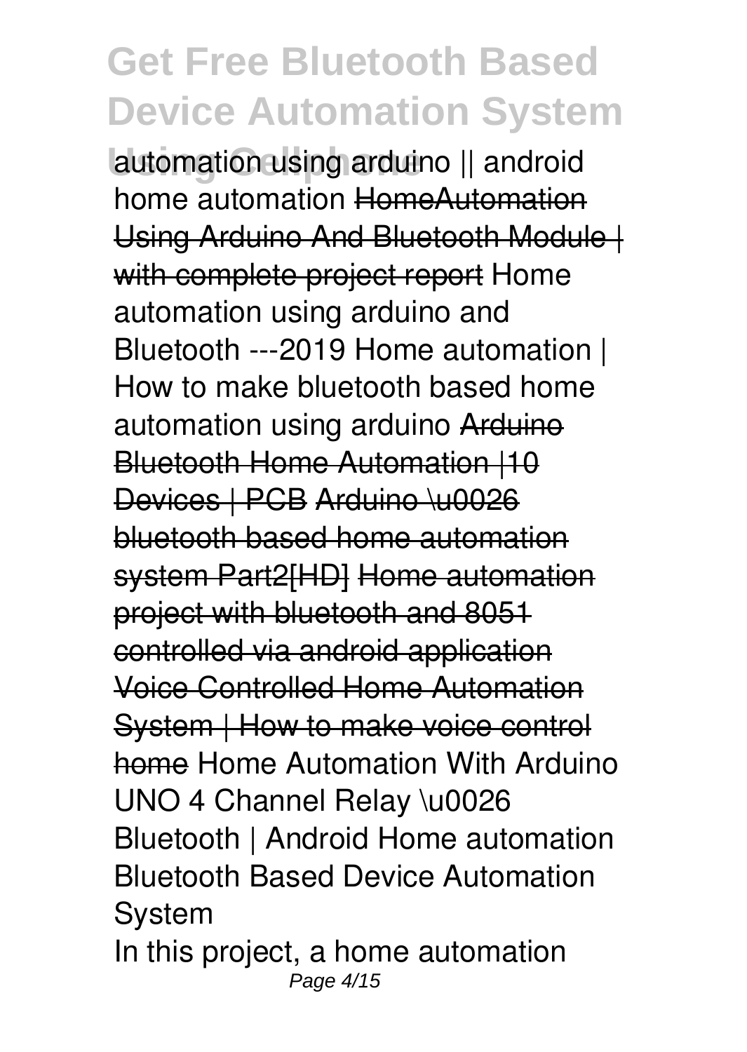automation using arduino || android home automation ~~HomeAutomation Using Arduino And Bluetooth Module | with complete project report~~ Home automation using arduino and Bluetooth ---2019 Home automation | How to make bluetooth based home automation using arduino ~~Arduino Bluetooth Home Automation |10 Devices | PCB~~ ~~Arduino \u0026 bluetooth based home automation system Part2[HD]~~ ~~Home automation project with bluetooth and 8051 controlled via android application~~ ~~Voice Controlled Home Automation System | How to make voice control home~~ Home Automation With Arduino UNO 4 Channel Relay \u0026 Bluetooth | Android Home automation Bluetooth Based Device Automation System

In this project, a home automation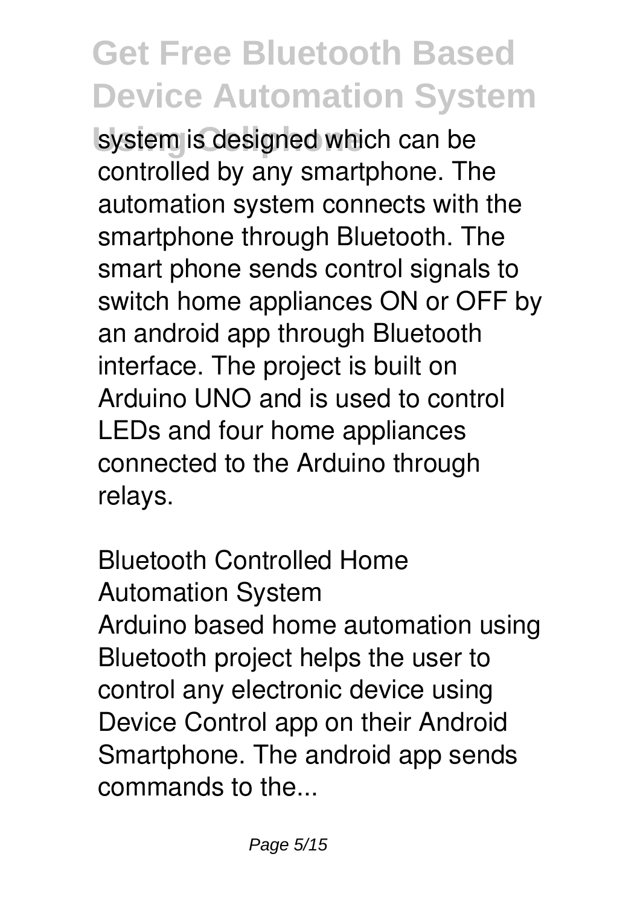system is designed which can be controlled by any smartphone. The automation system connects with the smartphone through Bluetooth. The smart phone sends control signals to switch home appliances ON or OFF by an android app through Bluetooth interface. The project is built on Arduino UNO and is used to control LEDs and four home appliances connected to the Arduino through relays.

## Bluetooth Controlled Home Automation System

Arduino based home automation using Bluetooth project helps the user to control any electronic device using Device Control app on their Android Smartphone. The android app sends commands to the...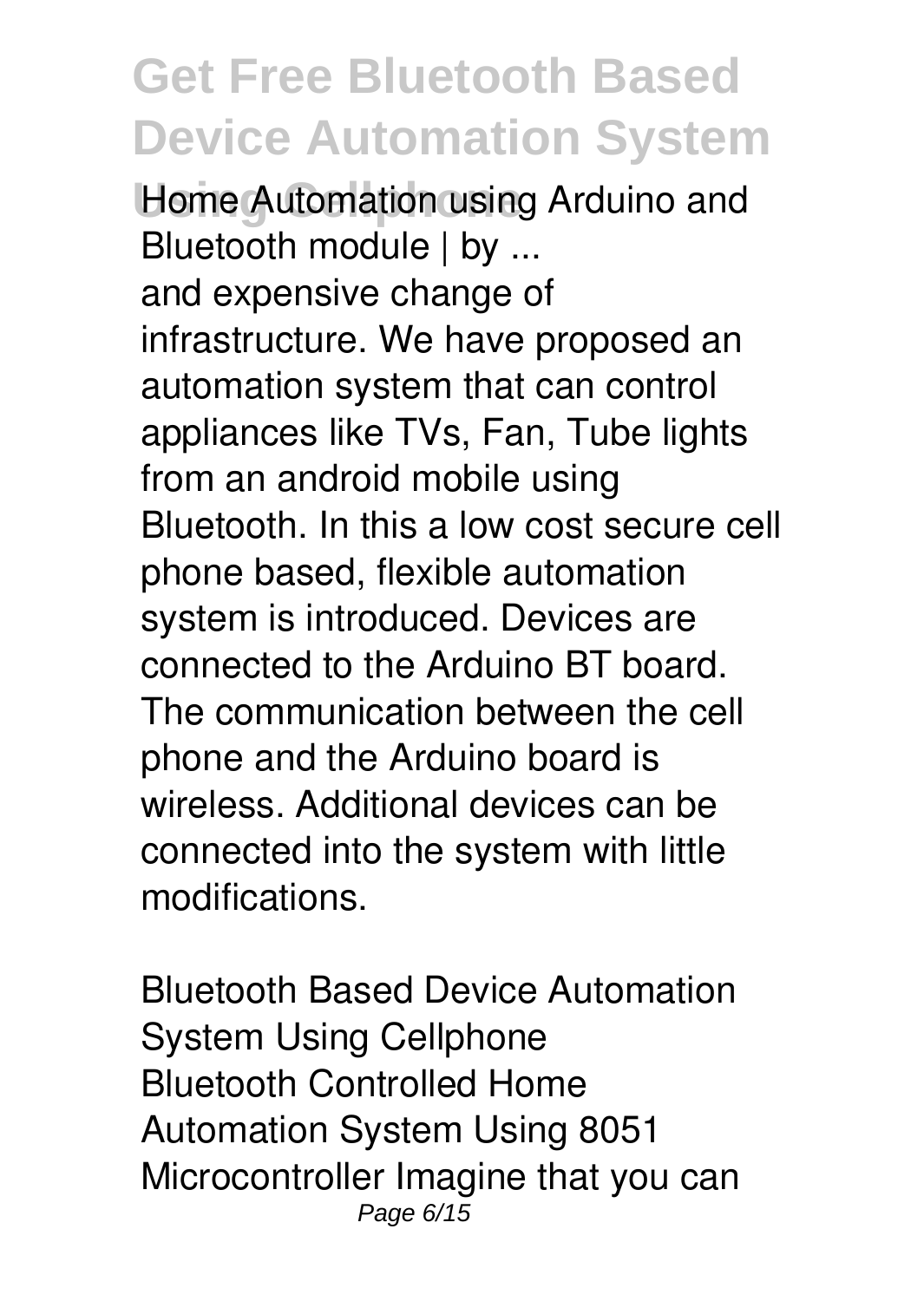**Home Automation using Arduino and Bluetooth module | by ...**

and expensive change of infrastructure. We have proposed an automation system that can control appliances like TVs, Fan, Tube lights from an android mobile using Bluetooth. In this a low cost secure cell phone based, flexible automation system is introduced. Devices are connected to the Arduino BT board. The communication between the cell phone and the Arduino board is wireless. Additional devices can be connected into the system with little modifications.

**Bluetooth Based Device Automation System Using Cellphone**

Bluetooth Controlled Home Automation System Using 8051 Microcontroller Imagine that you can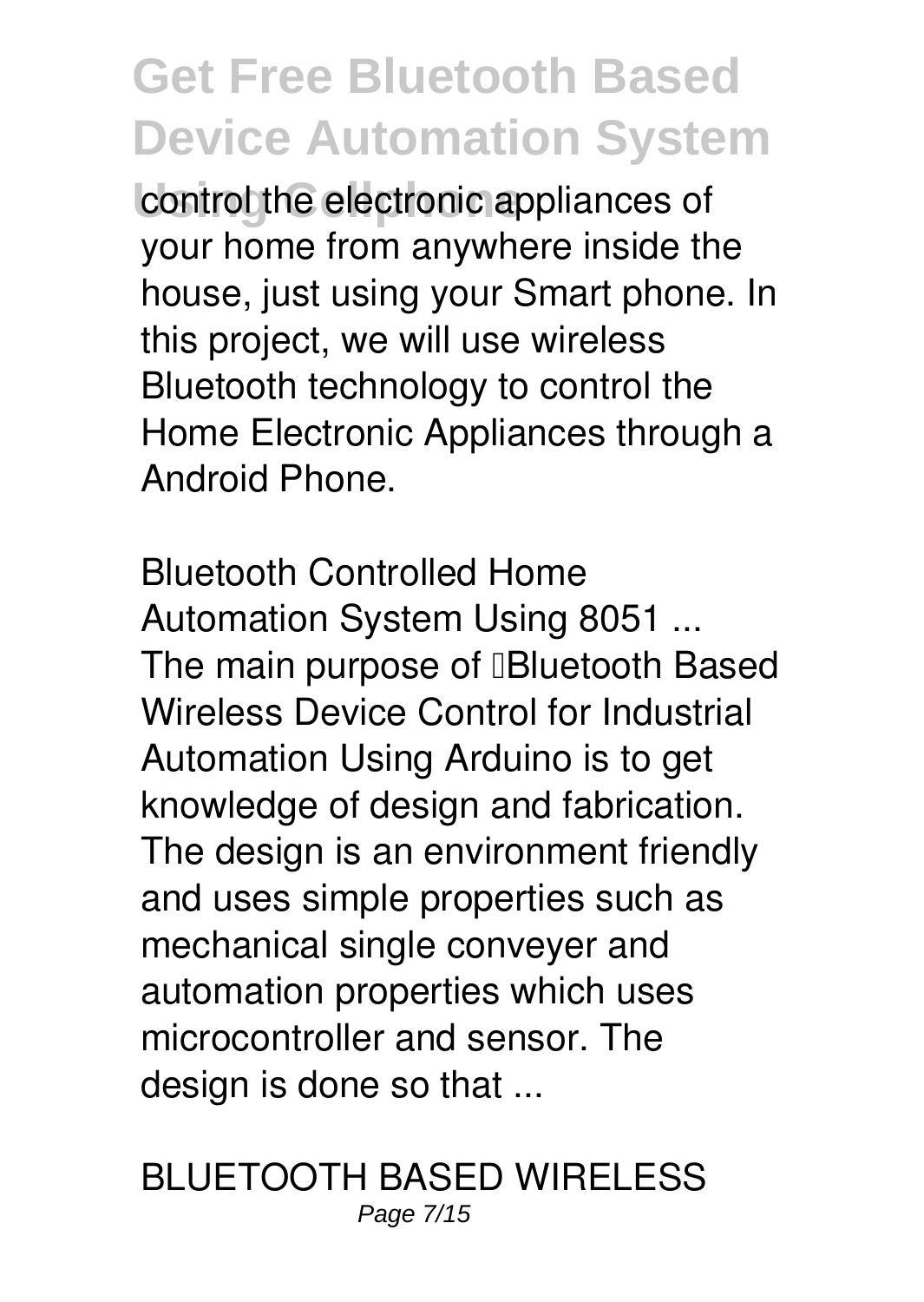control the electronic appliances of your home from anywhere inside the house, just using your Smart phone. In this project, we will use wireless Bluetooth technology to control the Home Electronic Appliances through a Android Phone.

*Bluetooth Controlled Home Automation System Using 8051 ...*

The main purpose of "Bluetooth Based Wireless Device Control for Industrial Automation Using Arduino is to get knowledge of design and fabrication. The design is an environment friendly and uses simple properties such as mechanical single conveyer and automation properties which uses microcontroller and sensor. The design is done so that ...

*BLUETOOTH BASED WIRELESS*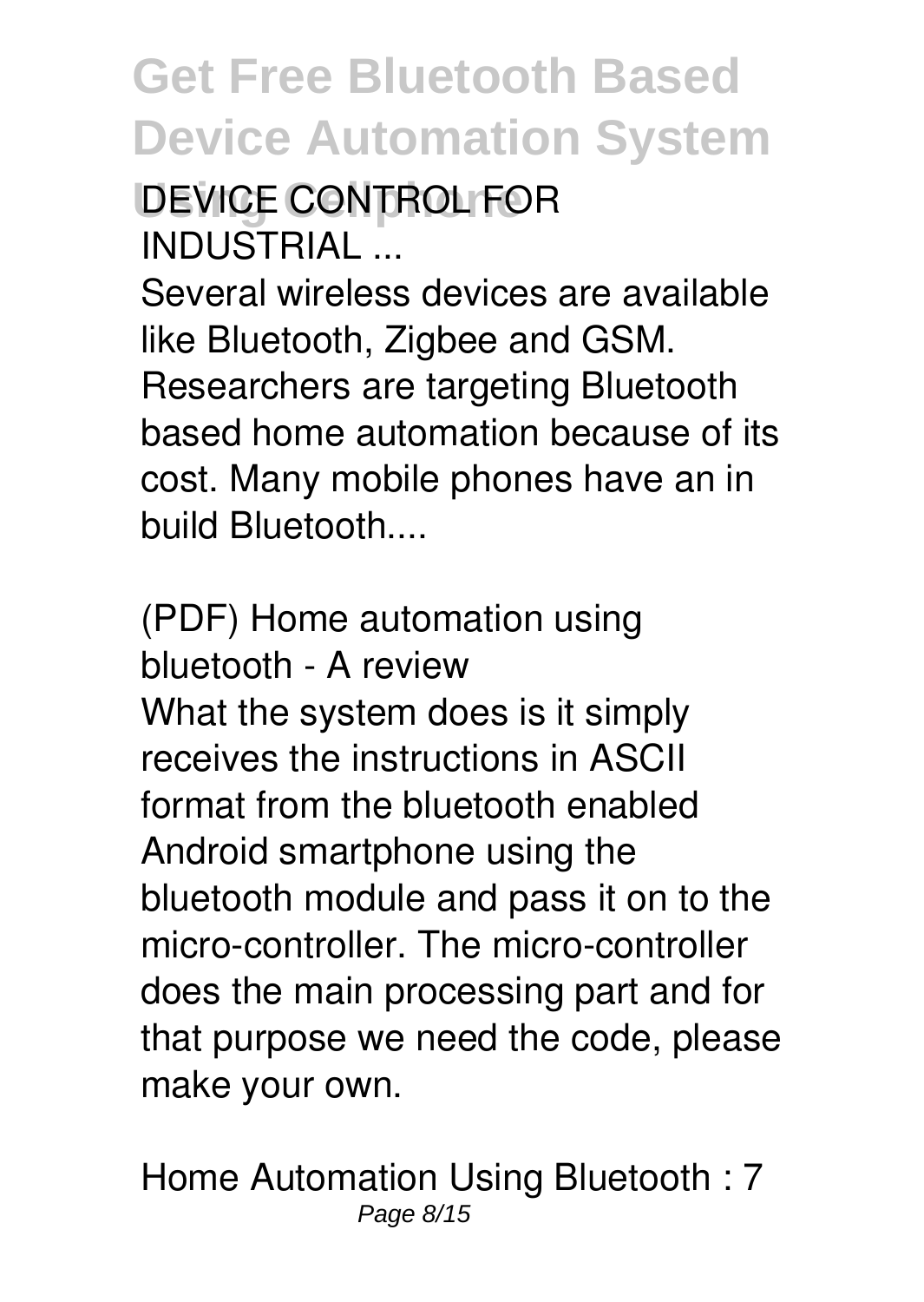**DEVICE CONTROL FOR INDUSTRIAL ...**

Several wireless devices are available like Bluetooth, Zigbee and GSM. Researchers are targeting Bluetooth based home automation because of its cost. Many mobile phones have an in build Bluetooth....

**(PDF) Home automation using bluetooth - A review**

What the system does is it simply receives the instructions in ASCII format from the bluetooth enabled Android smartphone using the bluetooth module and pass it on to the micro-controller. The micro-controller does the main processing part and for that purpose we need the code, please make your own.

**Home Automation Using Bluetooth : 7**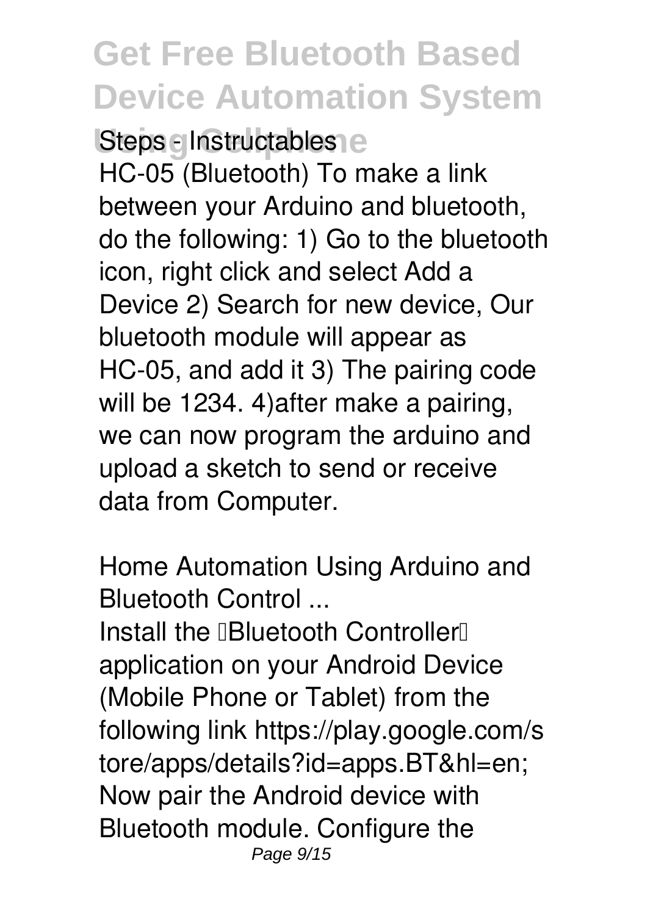**Steps - Instructables**

HC-05 (Bluetooth) To make a link between your Arduino and bluetooth, do the following: 1) Go to the bluetooth icon, right click and select Add a Device 2) Search for new device, Our bluetooth module will appear as HC-05, and add it 3) The pairing code will be 1234. 4)after make a pairing, we can now program the arduino and upload a sketch to send or receive data from Computer.

**Home Automation Using Arduino and Bluetooth Control ...**

Install the "Bluetooth Controller" application on your Android Device (Mobile Phone or Tablet) from the following link https://play.google.com/store/apps/details?id=apps.BT&hl=en; Now pair the Android device with Bluetooth module. Configure the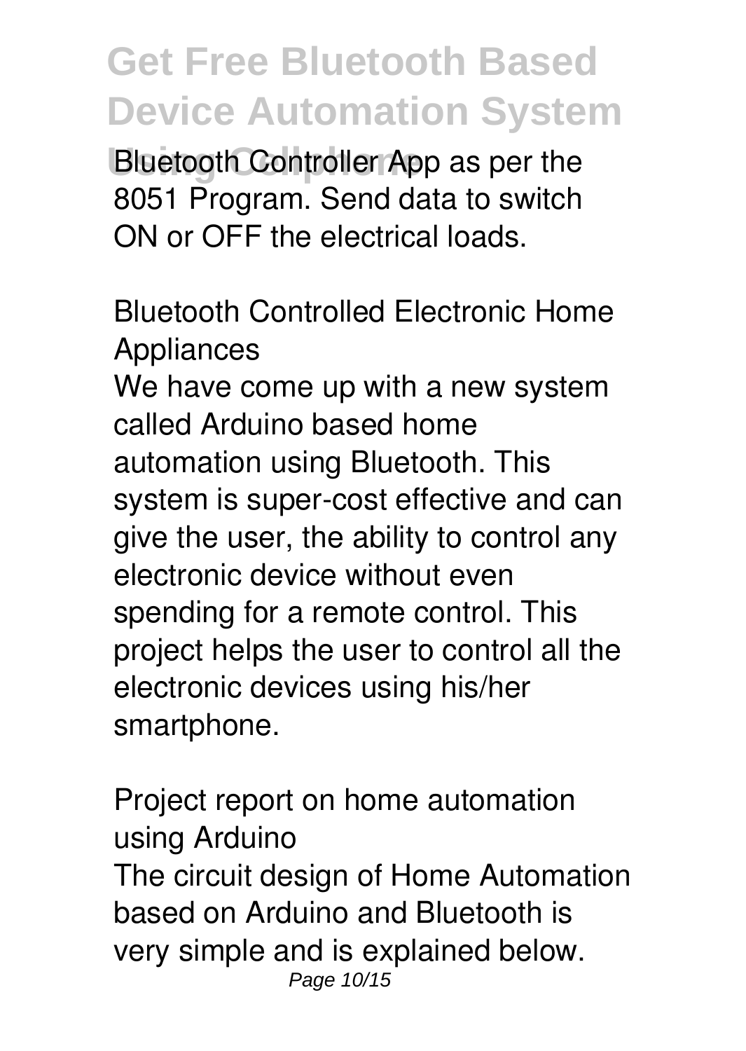Bluetooth Controller App as per the 8051 Program. Send data to switch ON or OFF the electrical loads.

Bluetooth Controlled Electronic Home Appliances

We have come up with a new system called Arduino based home automation using Bluetooth. This system is super-cost effective and can give the user, the ability to control any electronic device without even spending for a remote control. This project helps the user to control all the electronic devices using his/her smartphone.

Project report on home automation using Arduino

The circuit design of Home Automation based on Arduino and Bluetooth is very simple and is explained below.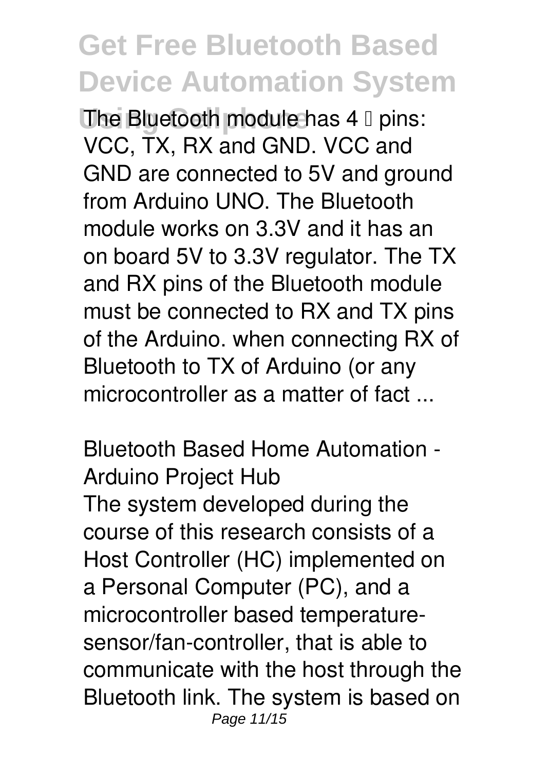The Bluetooth module has 4 pins: VCC, TX, RX and GND. VCC and GND are connected to 5V and ground from Arduino UNO. The Bluetooth module works on 3.3V and it has an on board 5V to 3.3V regulator. The TX and RX pins of the Bluetooth module must be connected to RX and TX pins of the Arduino. when connecting RX of Bluetooth to TX of Arduino (or any microcontroller as a matter of fact ...

## Bluetooth Based Home Automation - Arduino Project Hub

The system developed during the course of this research consists of a Host Controller (HC) implemented on a Personal Computer (PC), and a microcontroller based temperature-sensor/fan-controller, that is able to communicate with the host through the Bluetooth link. The system is based on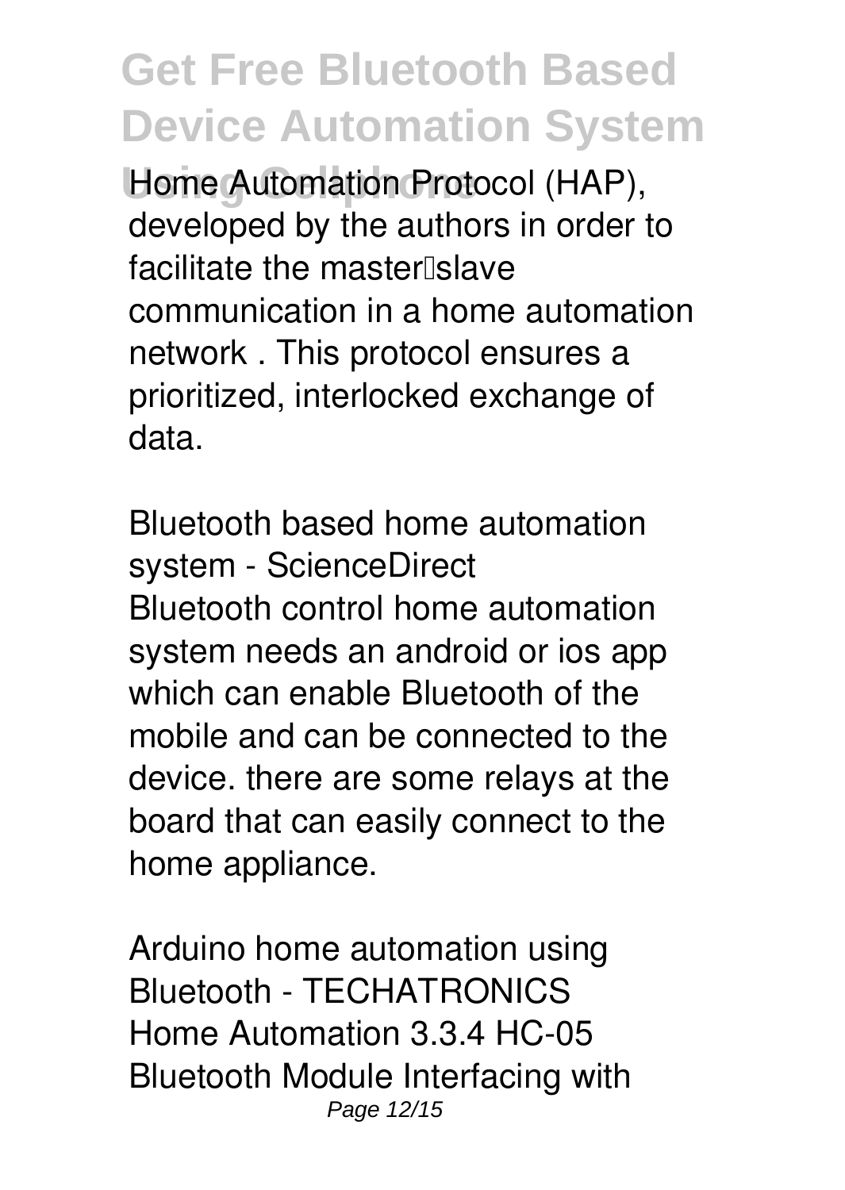Home Automation Protocol (HAP), developed by the authors in order to facilitate the master–slave communication in a home automation network . This protocol ensures a prioritized, interlocked exchange of data.

*Bluetooth based home automation system - ScienceDirect*

Bluetooth control home automation system needs an android or ios app which can enable Bluetooth of the mobile and can be connected to the device. there are some relays at the board that can easily connect to the home appliance.

*Arduino home automation using Bluetooth - TECHATRONICS*

Home Automation 3.3.4 HC-05 Bluetooth Module Interfacing with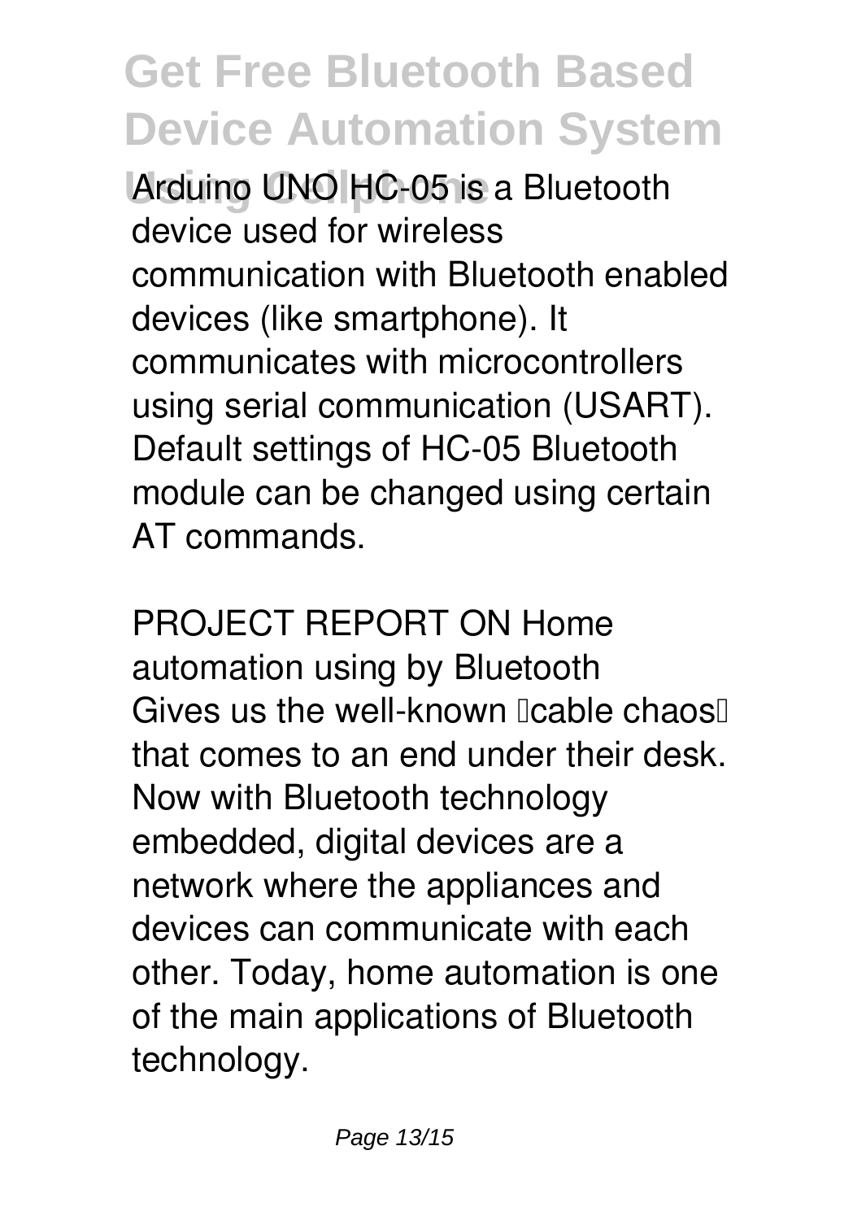Arduino UNO HC-05 is a Bluetooth device used for wireless communication with Bluetooth enabled devices (like smartphone). It communicates with microcontrollers using serial communication (USART). Default settings of HC-05 Bluetooth module can be changed using certain AT commands.

PROJECT REPORT ON Home automation using by Bluetooth
Gives us the well-known "cable chaos" that comes to an end under their desk. Now with Bluetooth technology embedded, digital devices are a network where the appliances and devices can communicate with each other. Today, home automation is one of the main applications of Bluetooth technology.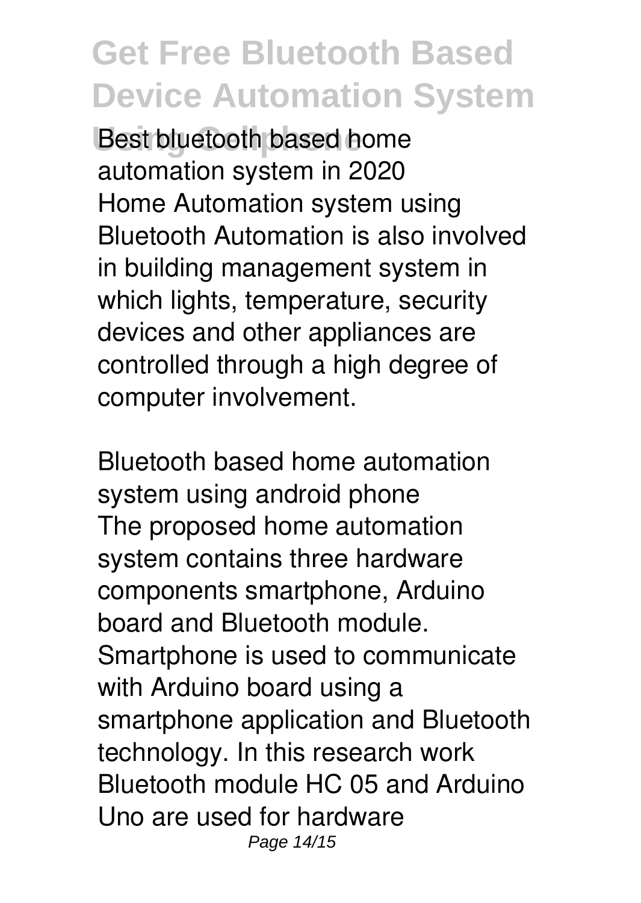*Best bluetooth based home automation system in 2020*

Home Automation system using Bluetooth Automation is also involved in building management system in which lights, temperature, security devices and other appliances are controlled through a high degree of computer involvement.

*Bluetooth based home automation system using android phone*

The proposed home automation system contains three hardware components smartphone, Arduino board and Bluetooth module. Smartphone is used to communicate with Arduino board using a smartphone application and Bluetooth technology. In this research work Bluetooth module HC 05 and Arduino Uno are used for hardware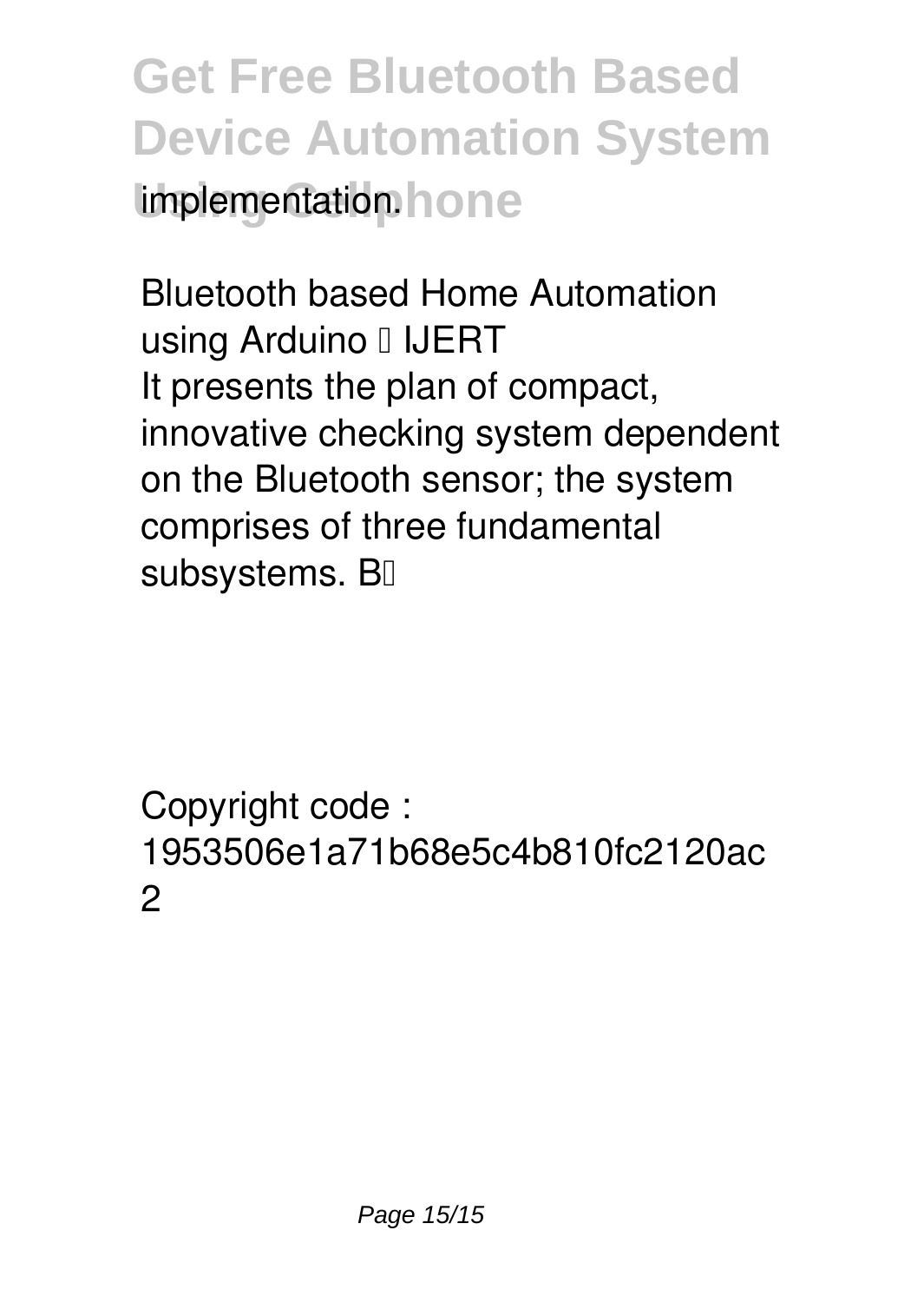implementation.

Bluetooth based Home Automation using Arduino – IJERT
It presents the plan of compact, innovative checking system dependent on the Bluetooth sensor; the system comprises of three fundamental subsystems. B…

Copyright code : 1953506e1a71b68e5c4b810fc2120ac2